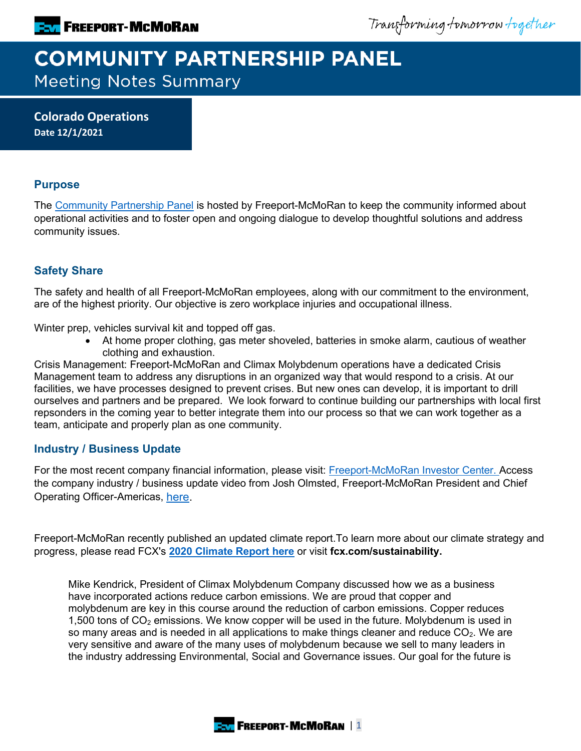# COMMUNITY PARTNERSHIP PANEL

Meeting Notes Summary

**Colorado Operations**
**Date 12/1/2021**

## Purpose

The [Community Partnership Panel](#) is hosted by Freeport-McMoRan to keep the community informed about operational activities and to foster open and ongoing dialogue to develop thoughtful solutions and address community issues.

## Safety Share

The safety and health of all Freeport-McMoRan employees, along with our commitment to the environment, are of the highest priority. Our objective is zero workplace injuries and occupational illness.

Winter prep, vehicles survival kit and topped off gas.

- At home proper clothing, gas meter shoveled, batteries in smoke alarm, cautious of weather clothing and exhaustion.

Crisis Management: Freeport-McMoRan and Climax Molybdenum operations have a dedicated Crisis Management team to address any disruptions in an organized way that would respond to a crisis. At our facilities, we have processes designed to prevent crises. But new ones can develop, it is important to drill ourselves and partners and be prepared. We look forward to continue building our partnerships with local first repsonders in the coming year to better integrate them into our process so that we can work together as a team, anticipate and properly plan as one community.

## Industry / Business Update

For the most recent company financial information, please visit: [Freeport-McMoRan Investor Center.](#) Access the company industry / business update video from Josh Olmsted, Freeport-McMoRan President and Chief Operating Officer-Americas, [here](#).

Freeport-McMoRan recently published an updated climate report.To learn more about our climate strategy and progress, please read FCX's **[2020 Climate Report here](#)** or visit **fcx.com/sustainability.**

Mike Kendrick, President of Climax Molybdenum Company discussed how we as a business have incorporated actions reduce carbon emissions. We are proud that copper and molybdenum are key in this course around the reduction of carbon emissions. Copper reduces 1,500 tons of $CO_2$ emissions. We know copper will be used in the future. Molybdenum is used in so many areas and is needed in all applications to make things cleaner and reduce $CO_2$. We are very sensitive and aware of the many uses of molybdenum because we sell to many leaders in the industry addressing Environmental, Social and Governance issues. Our goal for the future is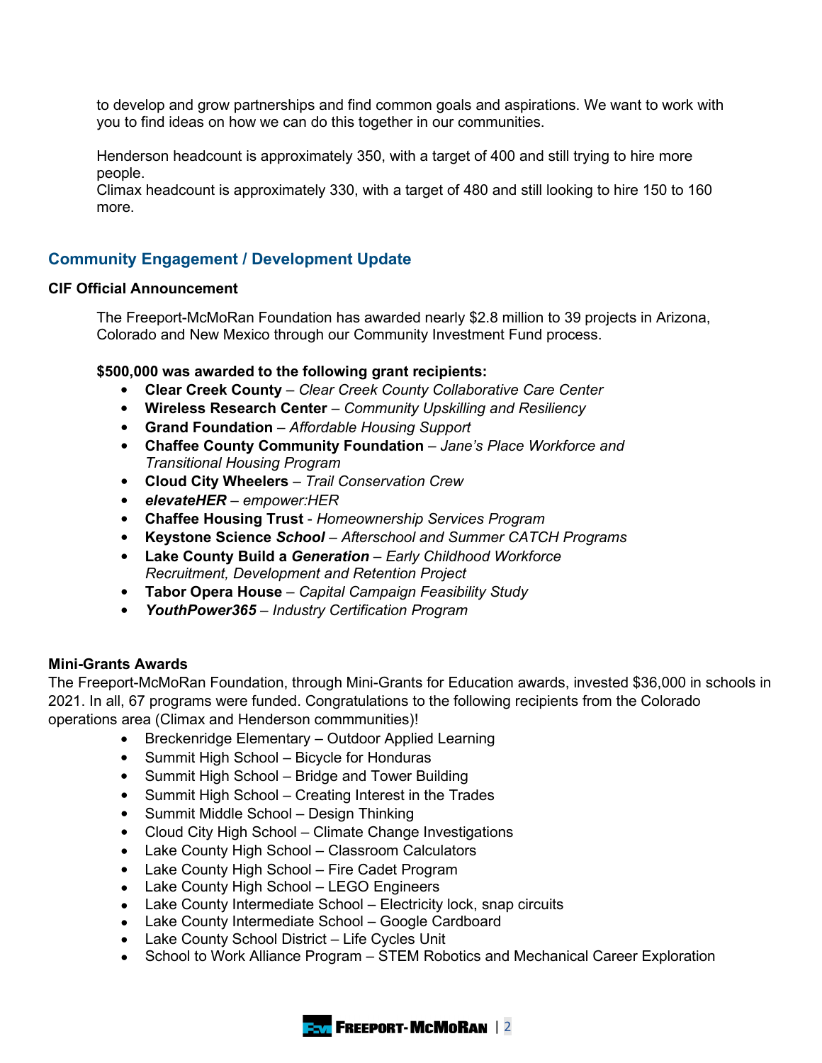to develop and grow partnerships and find common goals and aspirations. We want to work with you to find ideas on how we can do this together in our communities.

Henderson headcount is approximately 350, with a target of 400 and still trying to hire more people.
Climax headcount is approximately 330, with a target of 480 and still looking to hire 150 to 160 more.

## Community Engagement / Development Update

### CIF Official Announcement

The Freeport-McMoRan Foundation has awarded nearly $2.8 million to 39 projects in Arizona, Colorado and New Mexico through our Community Investment Fund process.

**$500,000 was awarded to the following grant recipients:**

- **Clear Creek County** – *Clear Creek County Collaborative Care Center*
- **Wireless Research Center** – *Community Upskilling and Resiliency*
- **Grand Foundation** – *Affordable Housing Support*
- **Chaffee County Community Foundation** – *Jane's Place Workforce and Transitional Housing Program*
- **Cloud City Wheelers** – *Trail Conservation Crew*
- ***elevateHER*** – *empower:HER*
- **Chaffee Housing Trust** - *Homeownership Services Program*
- **Keystone Science *School*** – *Afterschool and Summer CATCH Programs*
- **Lake County Build a *Generation*** – *Early Childhood Workforce Recruitment, Development and Retention Project*
- **Tabor Opera House** – *Capital Campaign Feasibility Study*
- ***YouthPower365*** – *Industry Certification Program*

### Mini-Grants Awards

The Freeport-McMoRan Foundation, through Mini-Grants for Education awards, invested $36,000 in schools in 2021. In all, 67 programs were funded. Congratulations to the following recipients from the Colorado operations area (Climax and Henderson commmunities)!

- Breckenridge Elementary – Outdoor Applied Learning
- Summit High School – Bicycle for Honduras
- Summit High School – Bridge and Tower Building
- Summit High School – Creating Interest in the Trades
- Summit Middle School – Design Thinking
- Cloud City High School – Climate Change Investigations
- Lake County High School – Classroom Calculators
- Lake County High School – Fire Cadet Program
- Lake County High School – LEGO Engineers
- Lake County Intermediate School – Electricity lock, snap circuits
- Lake County Intermediate School – Google Cardboard
- Lake County School District – Life Cycles Unit
- School to Work Alliance Program – STEM Robotics and Mechanical Career Exploration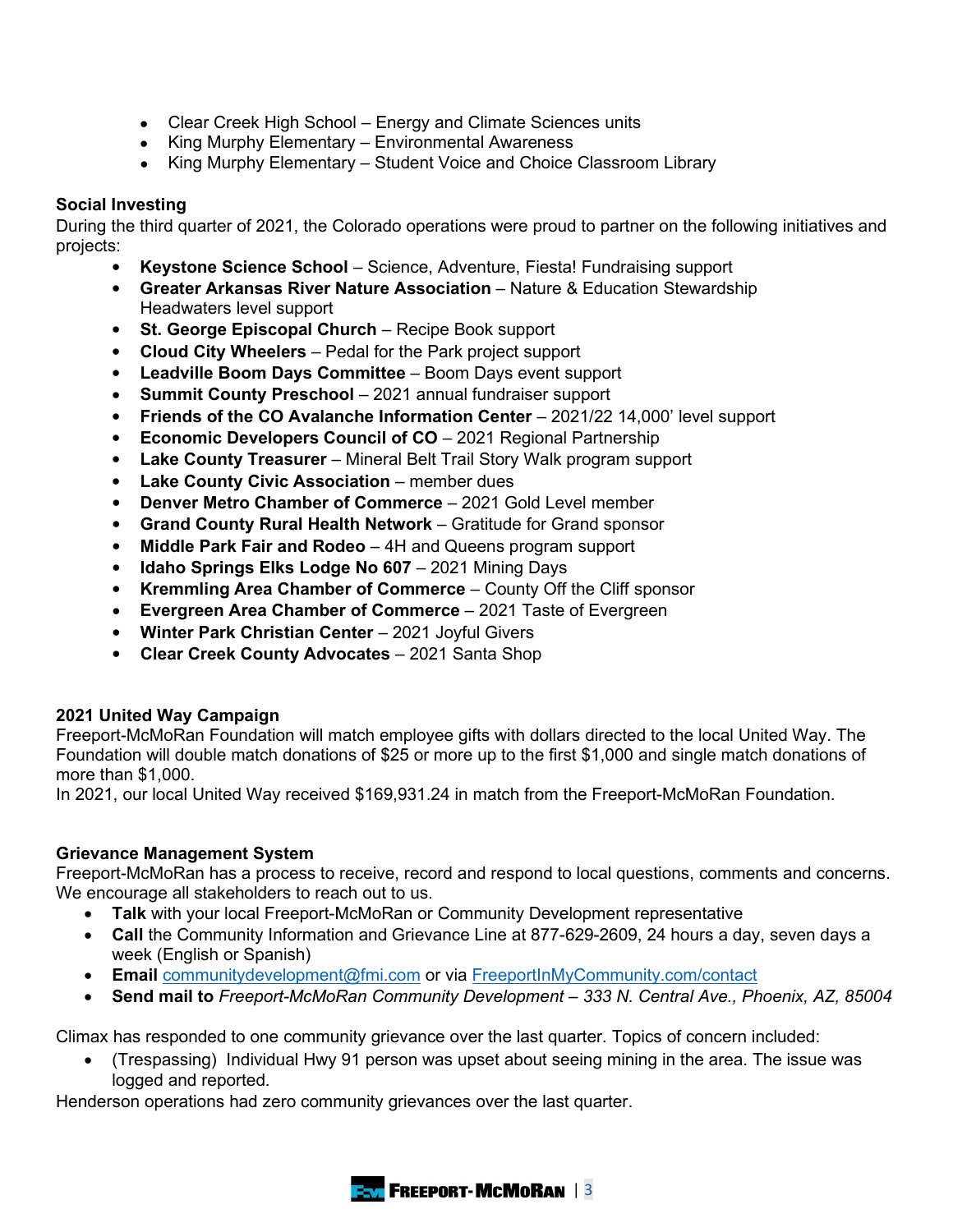- Clear Creek High School – Energy and Climate Sciences units
- King Murphy Elementary – Environmental Awareness
- King Murphy Elementary – Student Voice and Choice Classroom Library

**Social Investing**

During the third quarter of 2021, the Colorado operations were proud to partner on the following initiatives and projects:

- **Keystone Science School** – Science, Adventure, Fiesta! Fundraising support
- **Greater Arkansas River Nature Association** – Nature & Education Stewardship Headwaters level support
- **St. George Episcopal Church** – Recipe Book support
- **Cloud City Wheelers** – Pedal for the Park project support
- **Leadville Boom Days Committee** – Boom Days event support
- **Summit County Preschool** – 2021 annual fundraiser support
- **Friends of the CO Avalanche Information Center** – 2021/22 14,000' level support
- **Economic Developers Council of CO** – 2021 Regional Partnership
- **Lake County Treasurer** – Mineral Belt Trail Story Walk program support
- **Lake County Civic Association** – member dues
- **Denver Metro Chamber of Commerce** – 2021 Gold Level member
- **Grand County Rural Health Network** – Gratitude for Grand sponsor
- **Middle Park Fair and Rodeo** – 4H and Queens program support
- **Idaho Springs Elks Lodge No 607** – 2021 Mining Days
- **Kremmling Area Chamber of Commerce** – County Off the Cliff sponsor
- **Evergreen Area Chamber of Commerce** – 2021 Taste of Evergreen
- **Winter Park Christian Center** – 2021 Joyful Givers
- **Clear Creek County Advocates** – 2021 Santa Shop

**2021 United Way Campaign**

Freeport-McMoRan Foundation will match employee gifts with dollars directed to the local United Way. The Foundation will double match donations of $25 or more up to the first $1,000 and single match donations of more than $1,000.

In 2021, our local United Way received $169,931.24 in match from the Freeport-McMoRan Foundation.

**Grievance Management System**

Freeport-McMoRan has a process to receive, record and respond to local questions, comments and concerns. We encourage all stakeholders to reach out to us.

- **Talk** with your local Freeport-McMoRan or Community Development representative
- **Call** the Community Information and Grievance Line at 877-629-2609, 24 hours a day, seven days a week (English or Spanish)
- **Email** communitydevelopment@fmi.com or via FreeportInMyCommunity.com/contact
- **Send mail to** *Freeport-McMoRan Community Development – 333 N. Central Ave., Phoenix, AZ, 85004*

Climax has responded to one community grievance over the last quarter. Topics of concern included:

- (Trespassing) Individual Hwy 91 person was upset about seeing mining in the area. The issue was logged and reported.

Henderson operations had zero community grievances over the last quarter.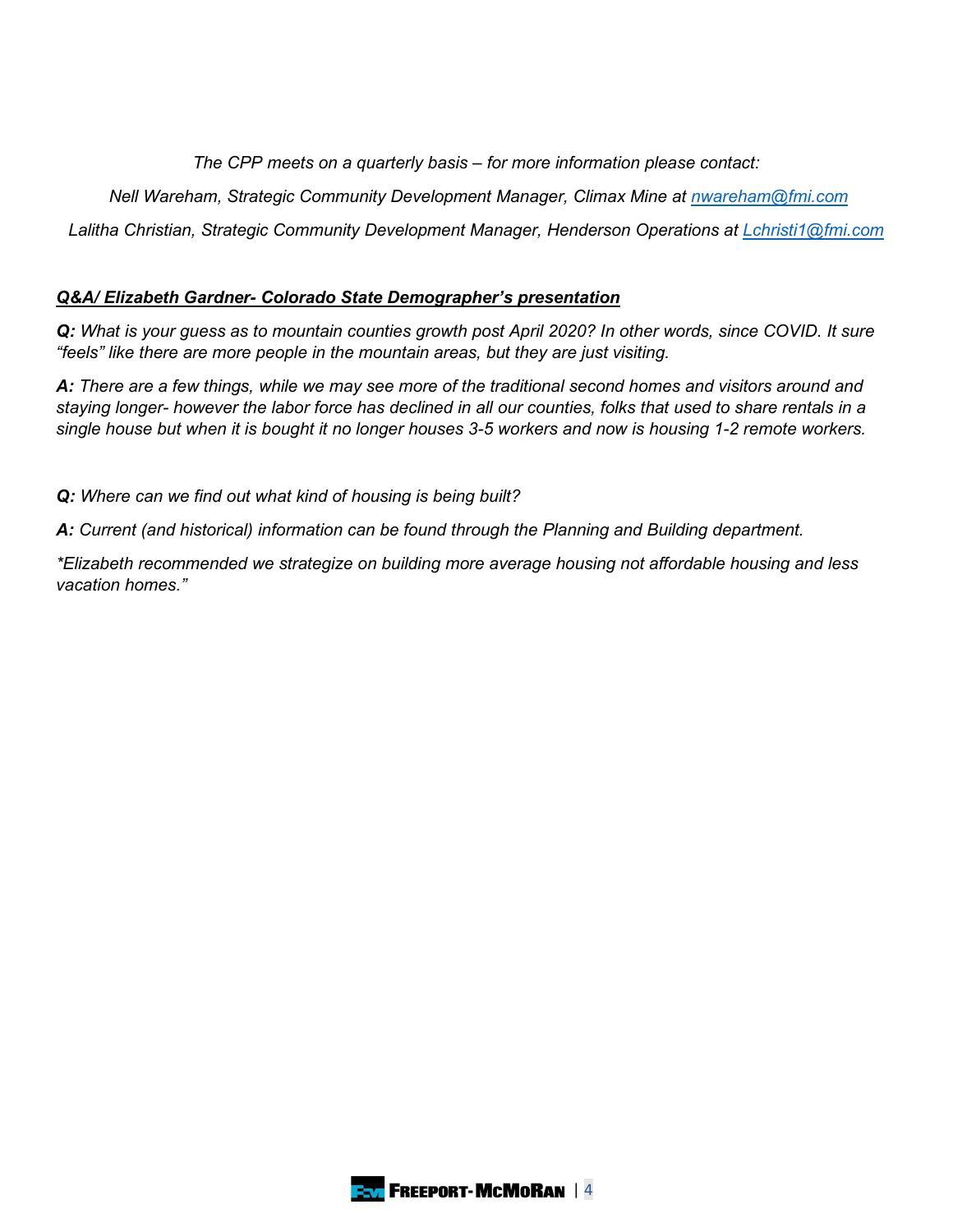*The CPP meets on a quarterly basis – for more information please contact:*

*Nell Wareham, Strategic Community Development Manager, Climax Mine at [nwareham@fmi.com](mailto:nwareham@fmi.com)*

*Lalitha Christian, Strategic Community Development Manager, Henderson Operations at [Lchristi1@fmi.com](mailto:Lchristi1@fmi.com)*

***Q&A/ Elizabeth Gardner- Colorado State Demographer's presentation***

***Q:** What is your guess as to mountain counties growth post April 2020? In other words, since COVID. It sure "feels" like there are more people in the mountain areas, but they are just visiting.*

***A:** There are a few things, while we may see more of the traditional second homes and visitors around and staying longer- however the labor force has declined in all our counties, folks that used to share rentals in a single house but when it is bought it no longer houses 3-5 workers and now is housing 1-2 remote workers.*

***Q:** Where can we find out what kind of housing is being built?*

***A:** Current (and historical) information can be found through the Planning and Building department.*

**Elizabeth recommended we strategize on building more average housing not affordable housing and less vacation homes."*